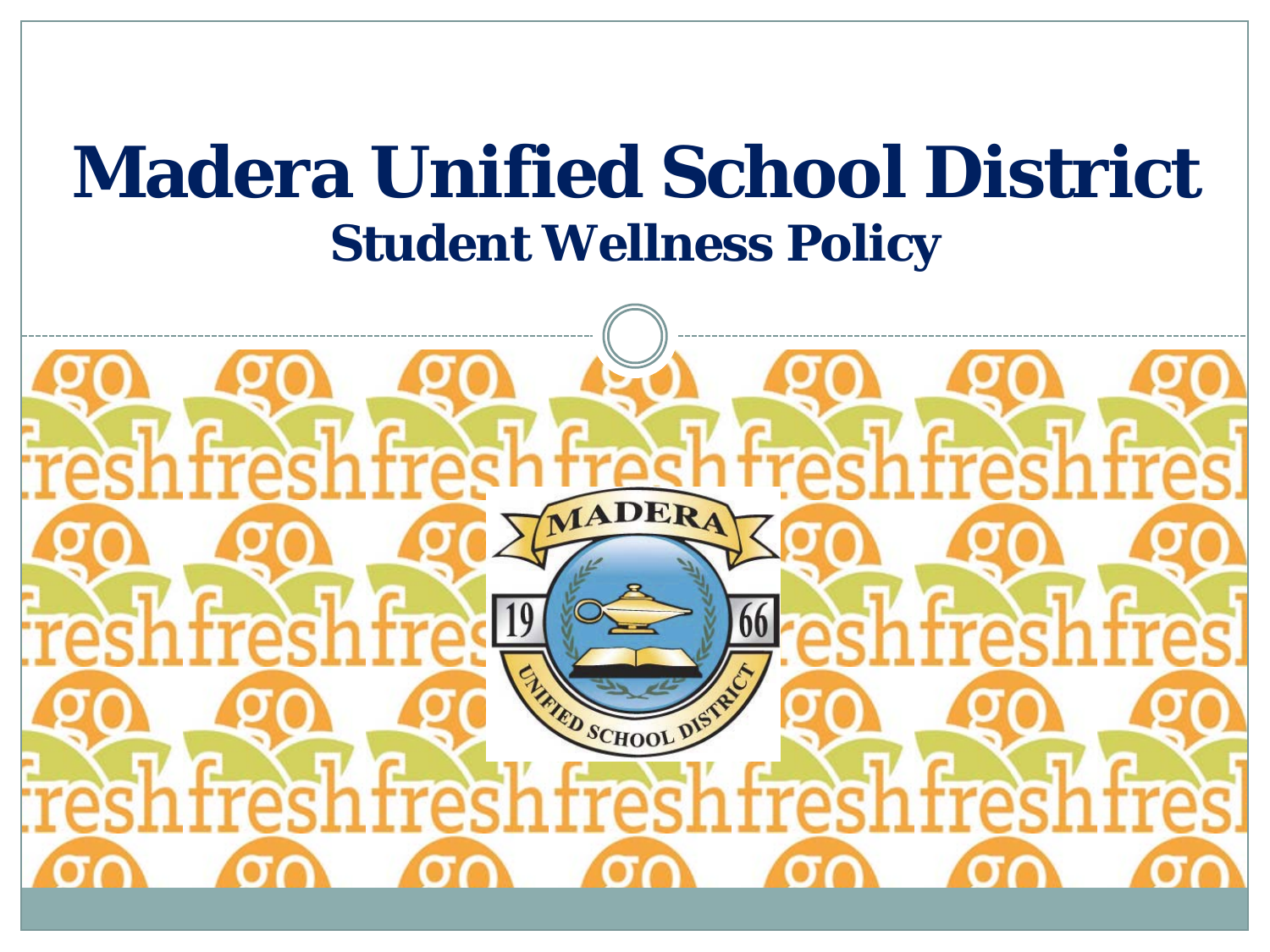# Madera Unified School District

## Student Wellness Policy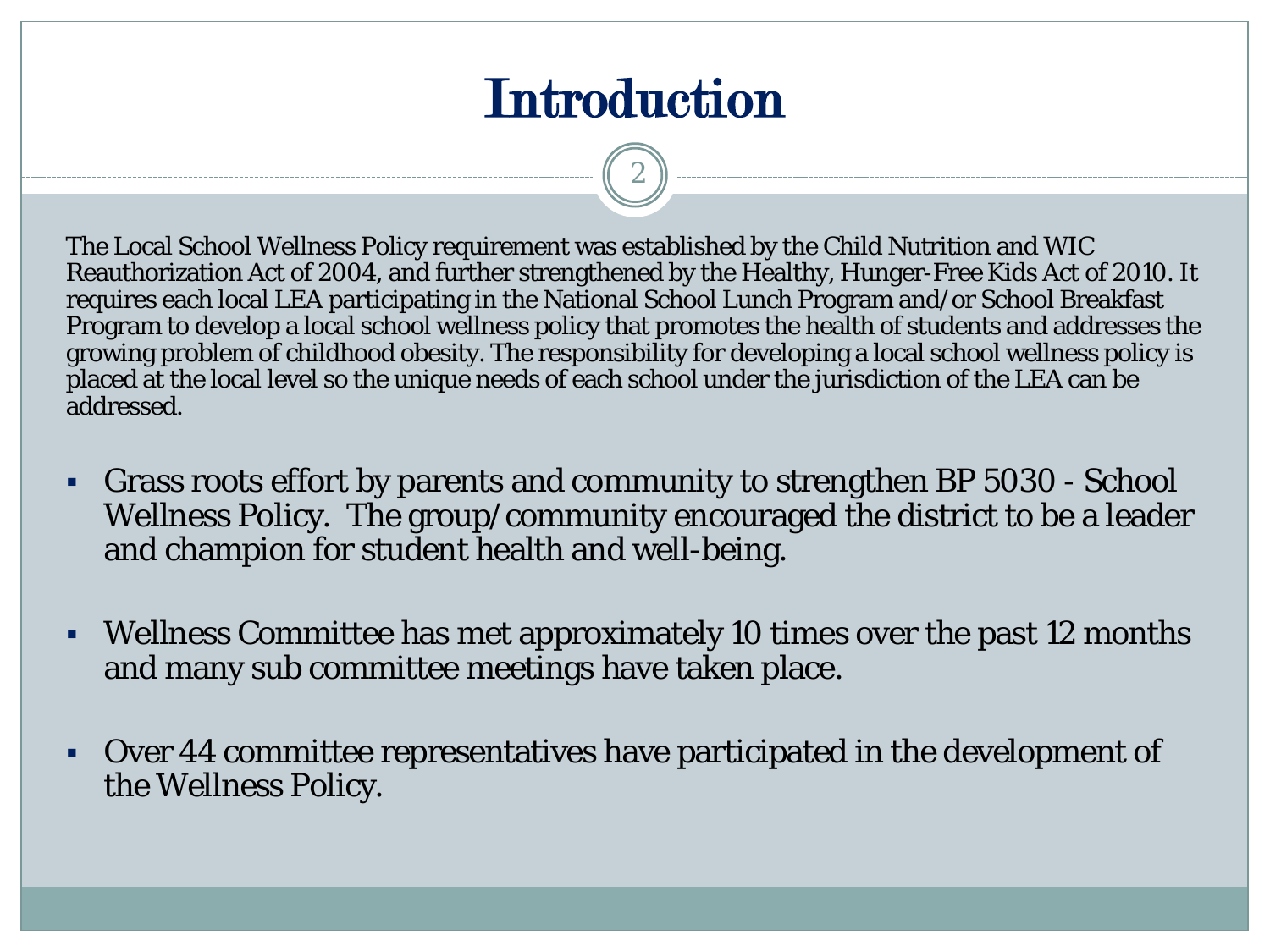# Introduction

The Local School Wellness Policy requirement was established by the Child Nutrition and WIC Reauthorization Act of 2004, and further strengthened by the Healthy, Hunger-Free Kids Act of 2010. It requires each local LEA participating in the National School Lunch Program and/or School Breakfast Program to develop a local school wellness policy that promotes the health of students and addresses the growing problem of childhood obesity. The responsibility for developing a local school wellness policy is placed at the local level so the unique needs of each school under the jurisdiction of the LEA can be addressed.

- Grass roots effort by parents and community to strengthen BP 5030 - School Wellness Policy. The group/community encouraged the district to be a leader and champion for student health and well-being.
- Wellness Committee has met approximately 10 times over the past 12 months and many sub committee meetings have taken place.
- Over 44 committee representatives have participated in the development of the Wellness Policy.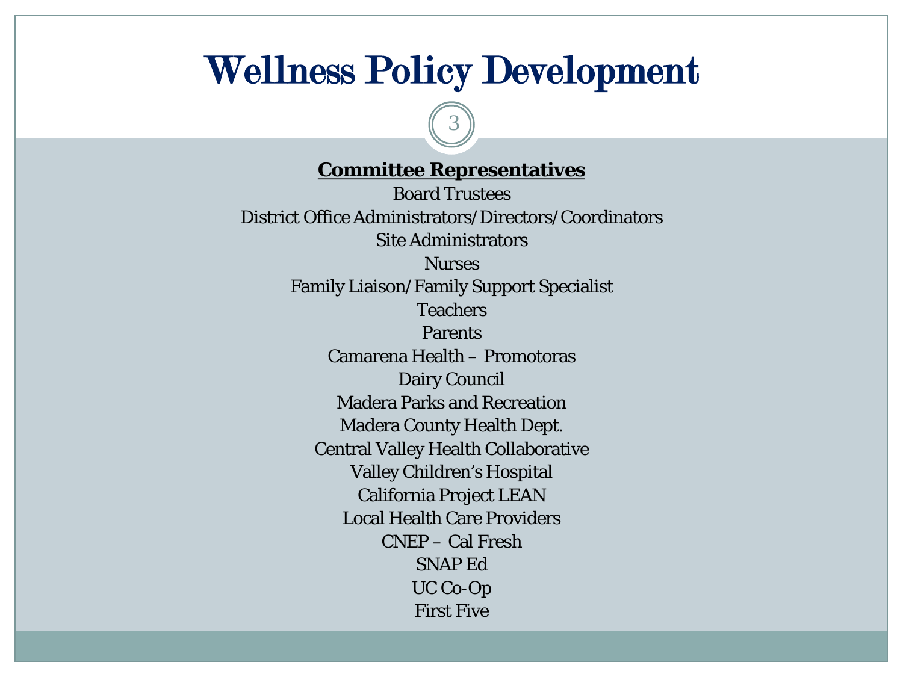# Wellness Policy Development

**Committee Representatives**

Board Trustees
District Office Administrators/Directors/Coordinators
Site Administrators
Nurses
Family Liaison/Family Support Specialist
Teachers
Parents
Camarena Health – Promotoras
Dairy Council
Madera Parks and Recreation
Madera County Health Dept.
Central Valley Health Collaborative
Valley Children's Hospital
California Project LEAN
Local Health Care Providers
CNEP – Cal Fresh
SNAP Ed
UC Co-Op
First Five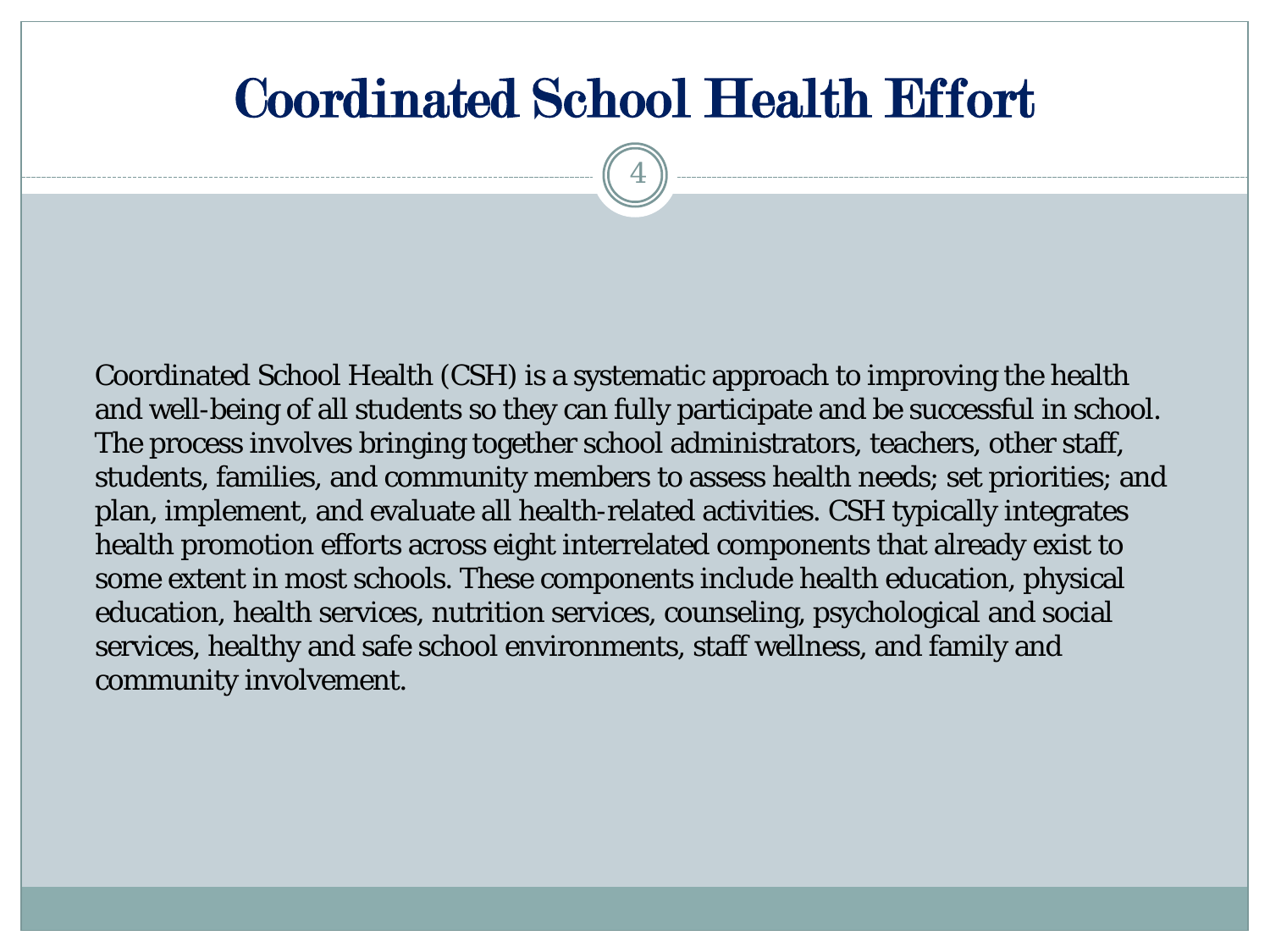# Coordinated School Health Effort

Coordinated School Health (CSH) is a systematic approach to improving the health and well-being of all students so they can fully participate and be successful in school. The process involves bringing together school administrators, teachers, other staff, students, families, and community members to assess health needs; set priorities; and plan, implement, and evaluate all health-related activities. CSH typically integrates health promotion efforts across eight interrelated components that already exist to some extent in most schools. These components include health education, physical education, health services, nutrition services, counseling, psychological and social services, healthy and safe school environments, staff wellness, and family and community involvement.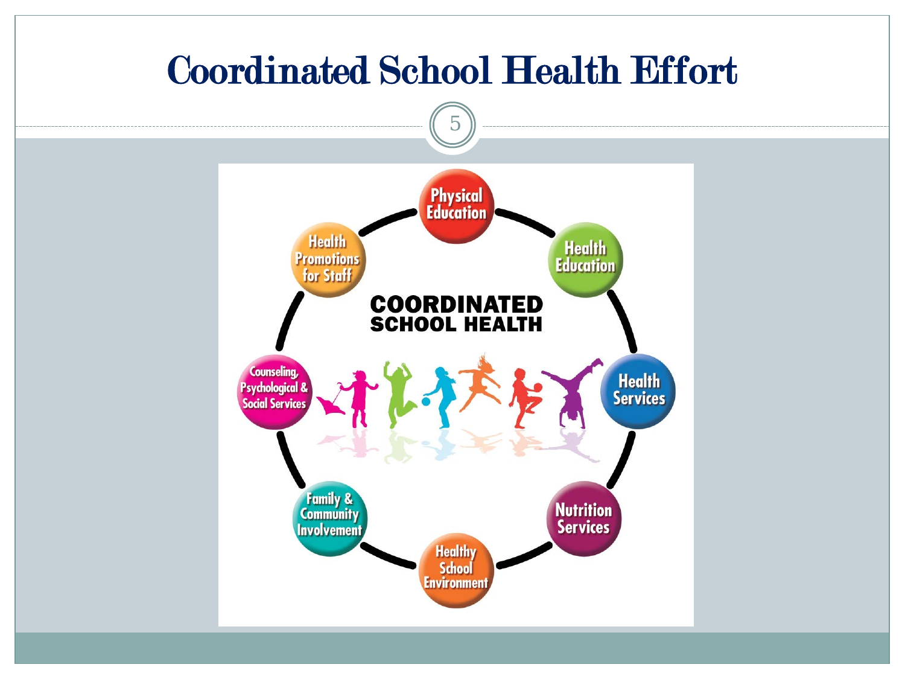# Coordinated School Health Effort

COORDINATED SCHOOL HEALTH

- Physical Education
- Health Education
- Health Services
- Nutrition Services
- Healthy School Environment
- Family & Community Involvement
- Counseling, Psychological & Social Services
- Health Promotions for Staff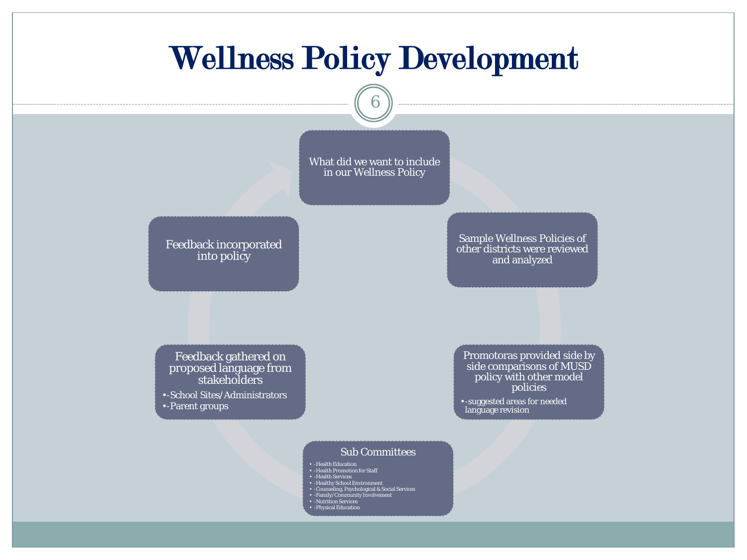# Wellness Policy Development

What did we want to include in our Wellness Policy

Sample Wellness Policies of other districts were reviewed and analyzed

Promotoras provided side by side comparisons of MUSD policy with other model policies

- -suggested areas for needed language revision

Sub Committees

- -Health Education
- -Health Promotion for Staff
- -Health Services
- -Healthy School Environment
- -Counseling, Psychological & Social Services
- -Family/Community Involvement
- -Nutrition Services
- -Physical Education

Feedback gathered on proposed language from stakeholders

- -School Sites/Administrators
- -Parent groups

Feedback incorporated into policy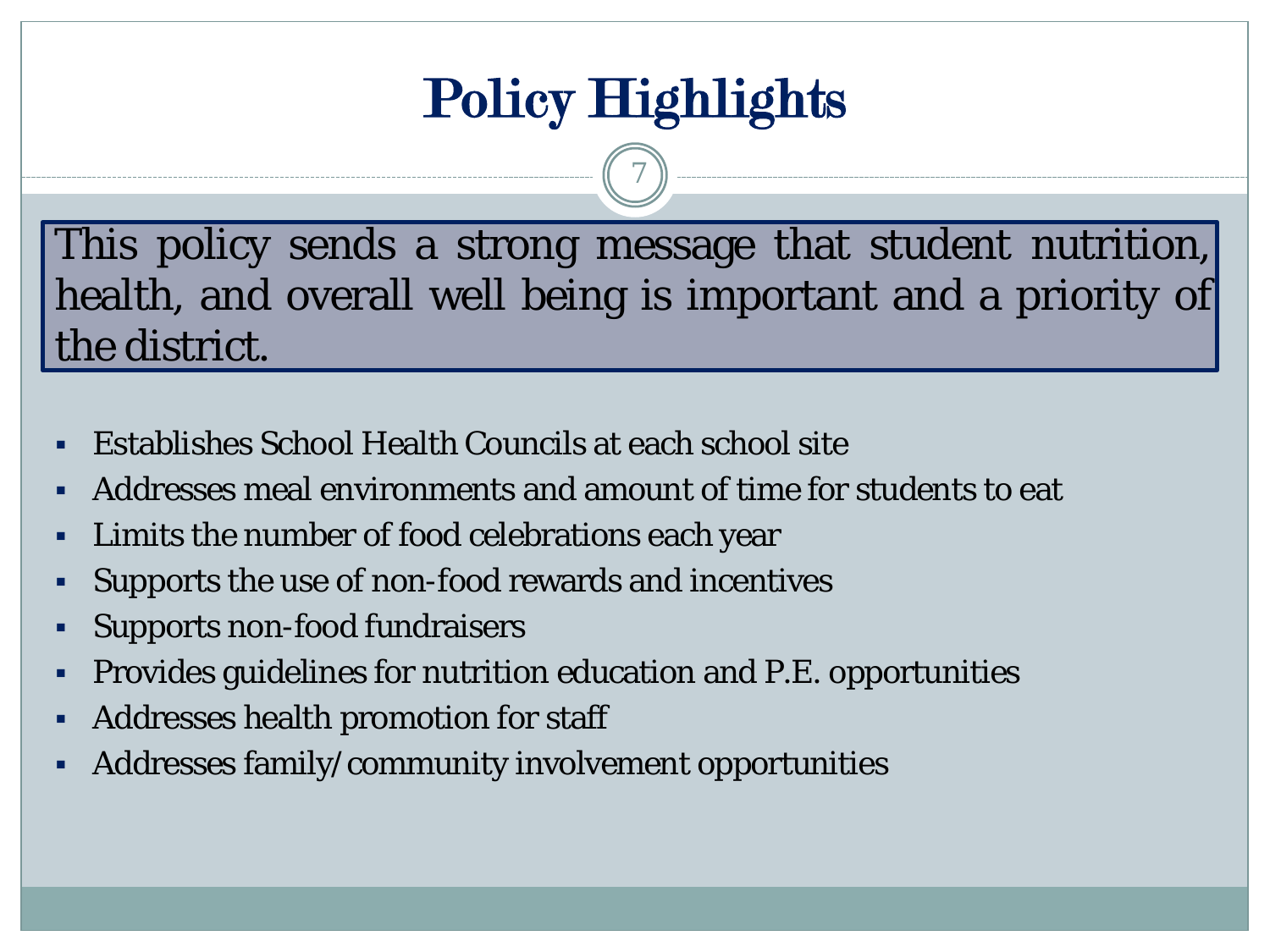# Policy Highlights

This policy sends a strong message that student nutrition, health, and overall well being is important and a priority of the district.

- Establishes School Health Councils at each school site
- Addresses meal environments and amount of time for students to eat
- Limits the number of food celebrations each year
- Supports the use of non-food rewards and incentives
- Supports non-food fundraisers
- Provides guidelines for nutrition education and P.E. opportunities
- Addresses health promotion for staff
- Addresses family/community involvement opportunities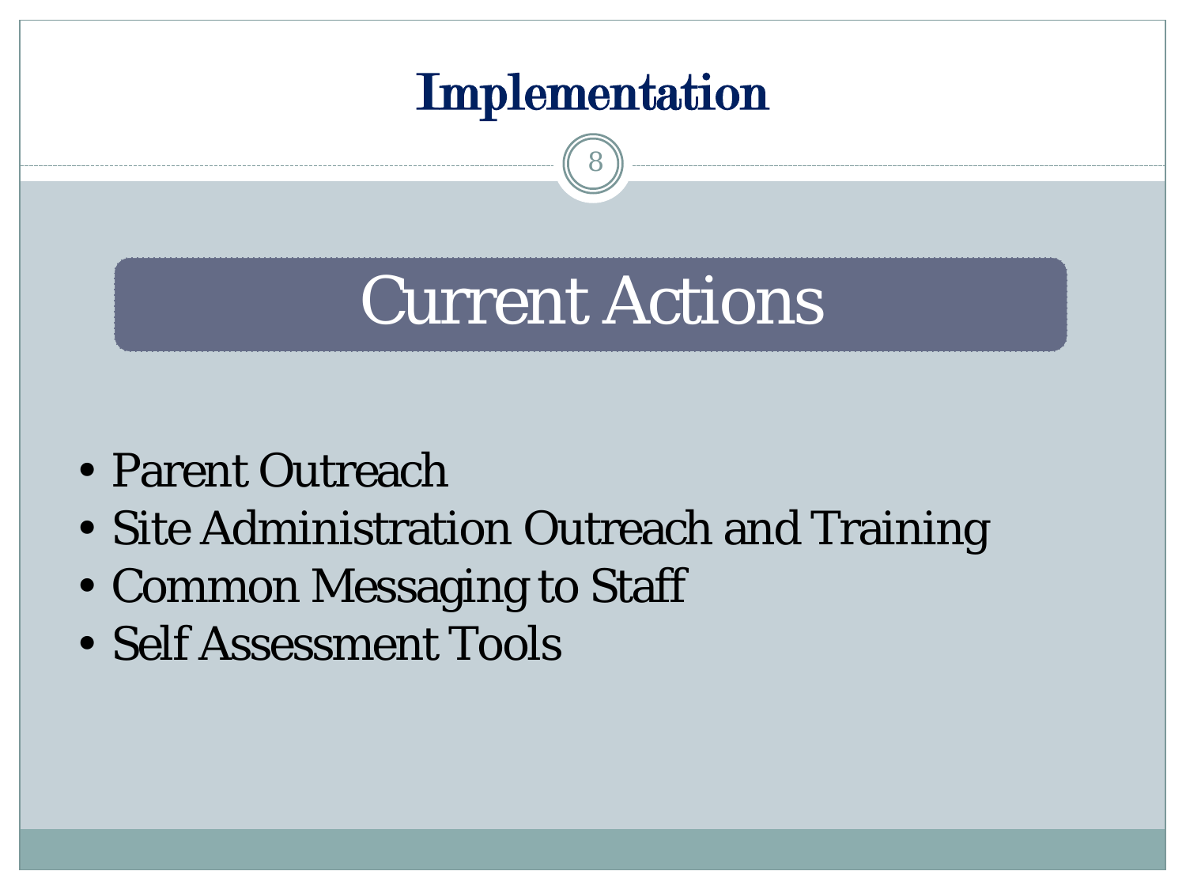# Implementation

## Current Actions

- Parent Outreach
- Site Administration Outreach and Training
- Common Messaging to Staff
- Self Assessment Tools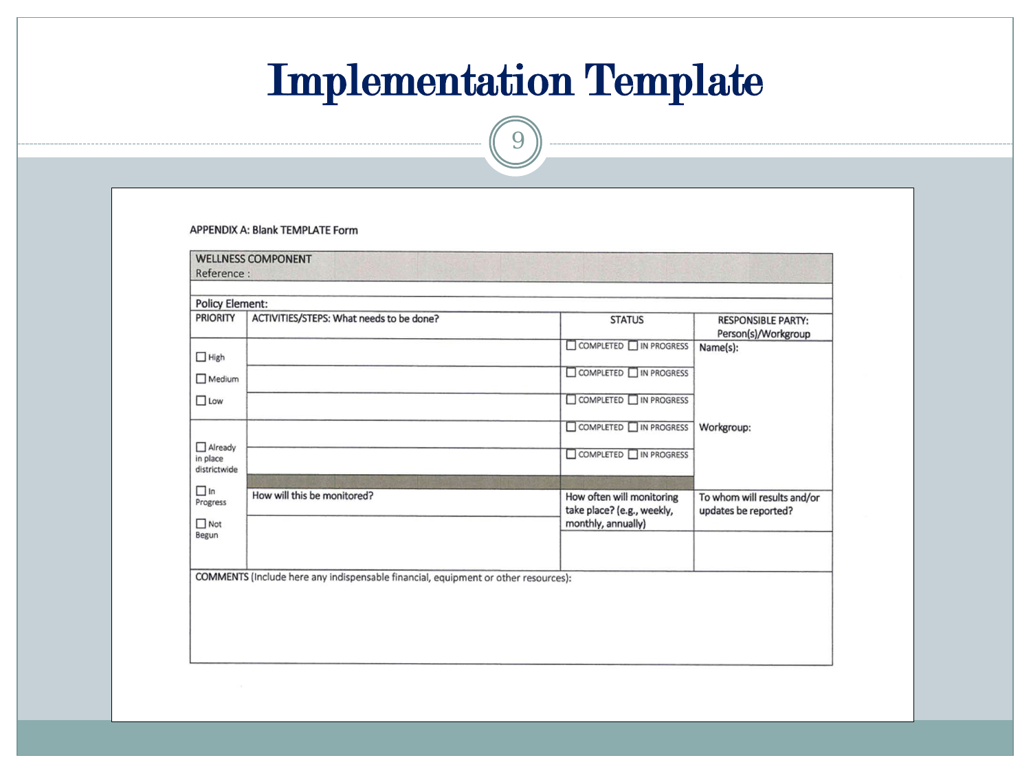# Implementation Template

APPENDIX A: Blank TEMPLATE Form

| WELLNESS COMPONENT<br>Reference : | | | |
|---|---|---|---|
| Policy Element: | | | |
| PRIORITY | ACTIVITIES/STEPS: What needs to be done? | STATUS | RESPONSIBLE PARTY: Person(s)/Workgroup |
| ☐ High<br>☐ Medium<br>☐ Low | | ☐ COMPLETED ☐ IN PROGRESS | Name(s): |
| | | ☐ COMPLETED ☐ IN PROGRESS | |
| | | ☐ COMPLETED ☐ IN PROGRESS | |
| ☐ Already in place districtwide<br>☐ In Progress<br>☐ Not Begun | | ☐ COMPLETED ☐ IN PROGRESS | Workgroup: |
| | | ☐ COMPLETED ☐ IN PROGRESS | |
| | How will this be monitored? | How often will monitoring take place? (e.g., weekly, monthly, annually) | To whom will results and/or updates be reported? |
| | | | |
| COMMENTS (Include here any indispensable financial, equipment or other resources): | | | |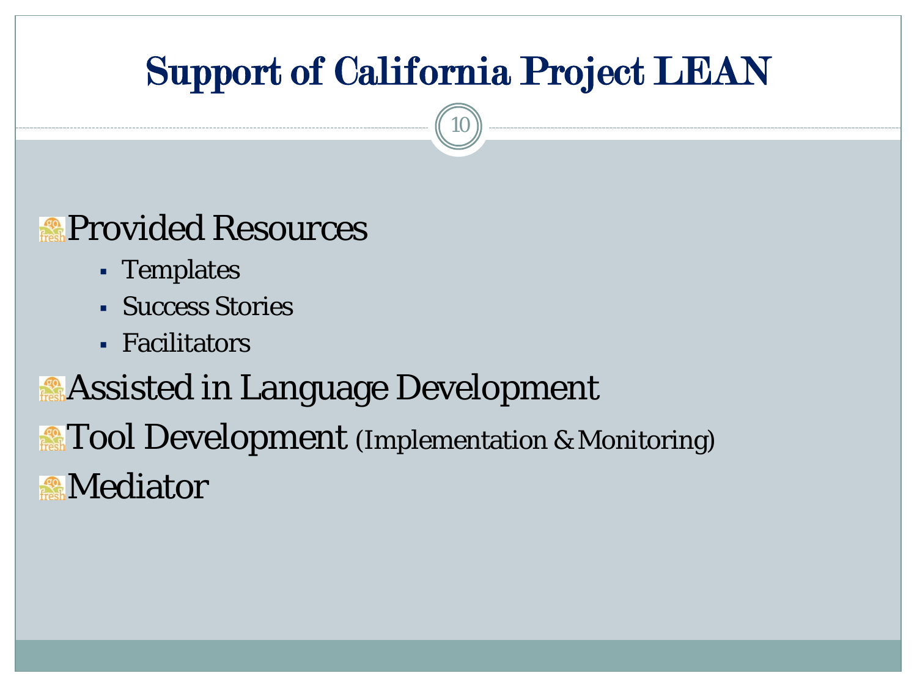# Support of California Project LEAN

- Provided Resources
  - Templates
  - Success Stories
  - Facilitators
- Assisted in Language Development
- Tool Development (Implementation & Monitoring)
- Mediator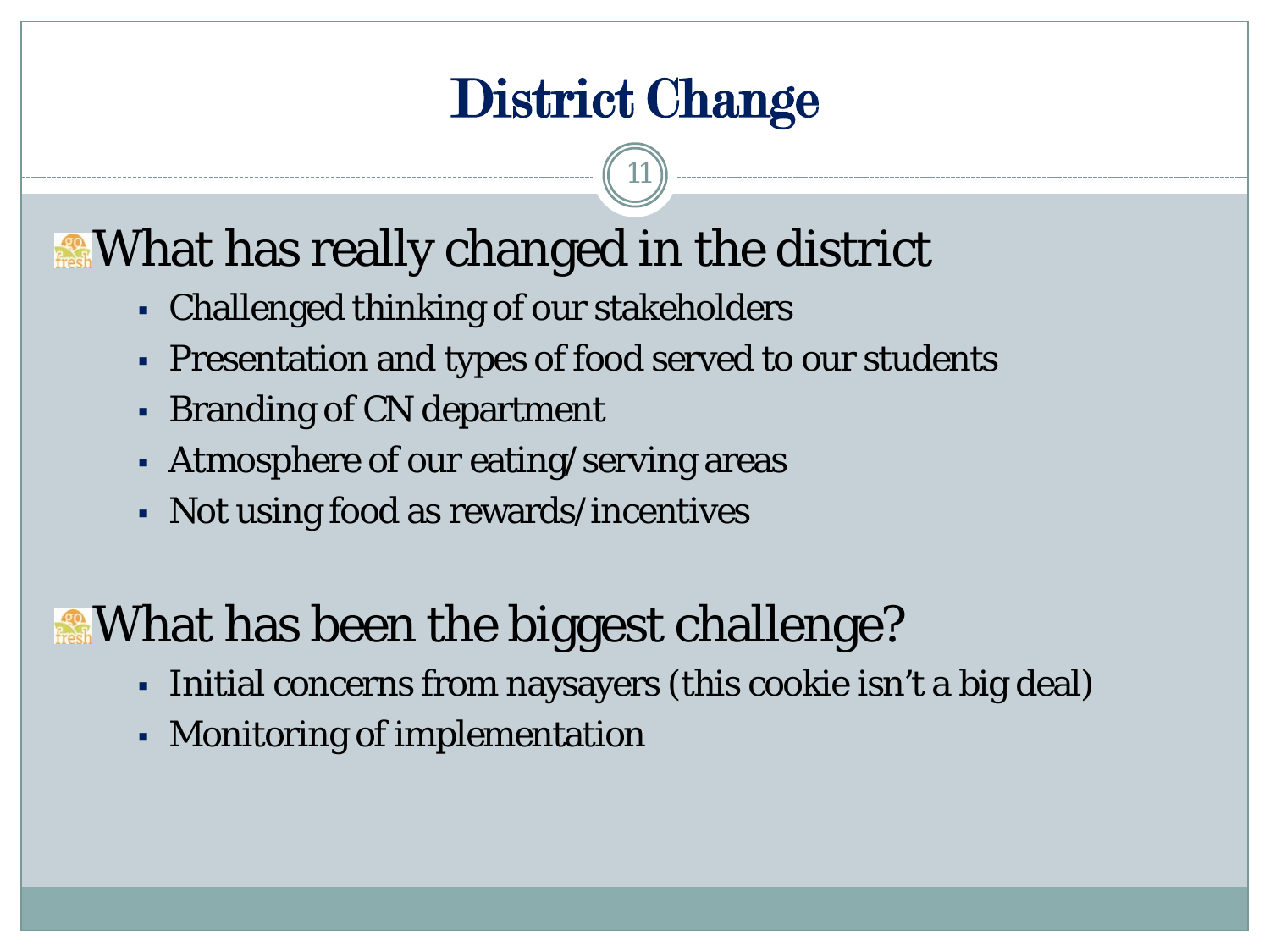# District Change

## What has really changed in the district

- Challenged thinking of our stakeholders
- Presentation and types of food served to our students
- Branding of CN department
- Atmosphere of our eating/serving areas
- Not using food as rewards/incentives

## What has been the biggest challenge?

- Initial concerns from naysayers (this cookie isn't a big deal)
- Monitoring of implementation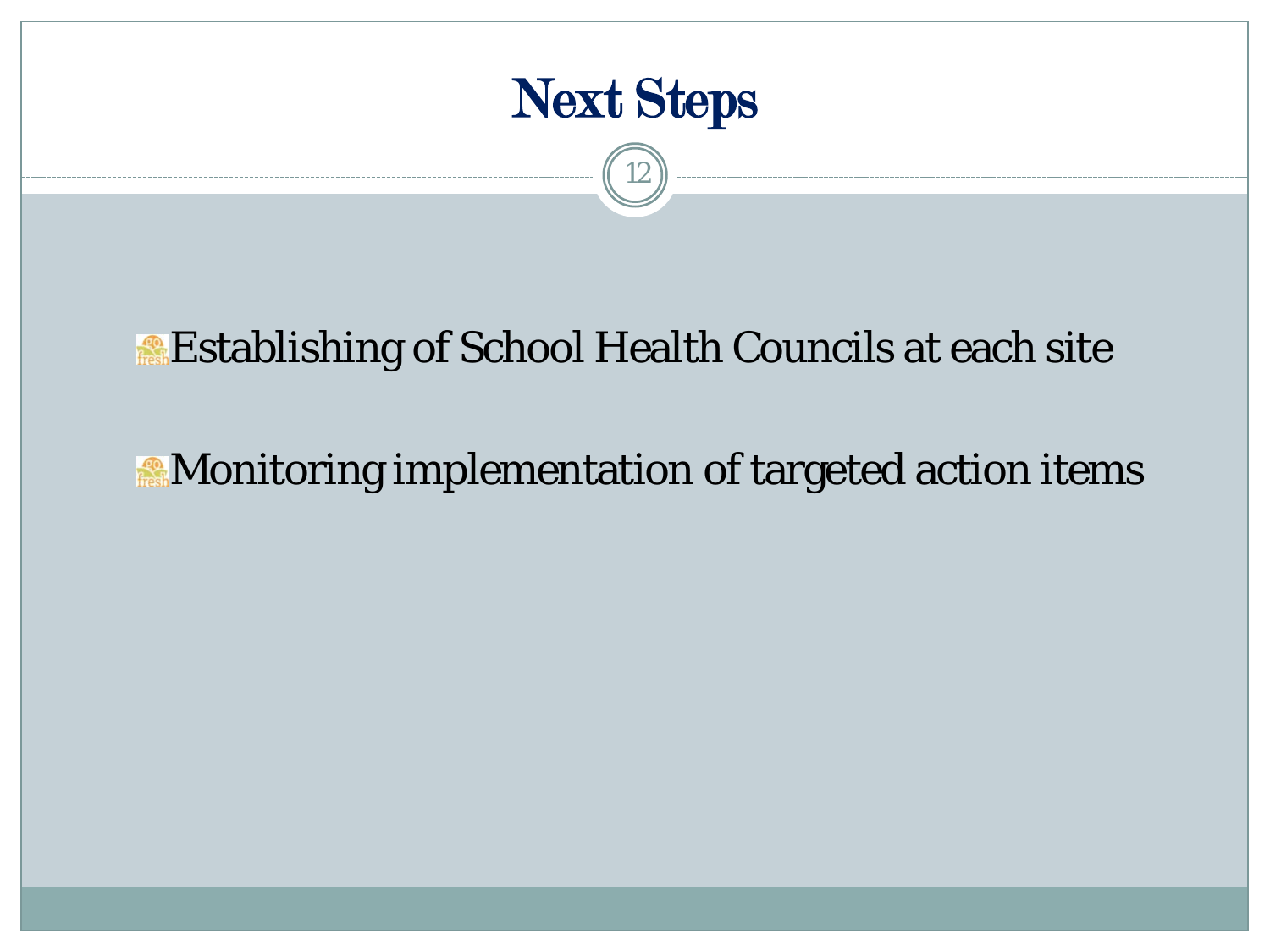# Next Steps

- Establishing of School Health Councils at each site
- Monitoring implementation of targeted action items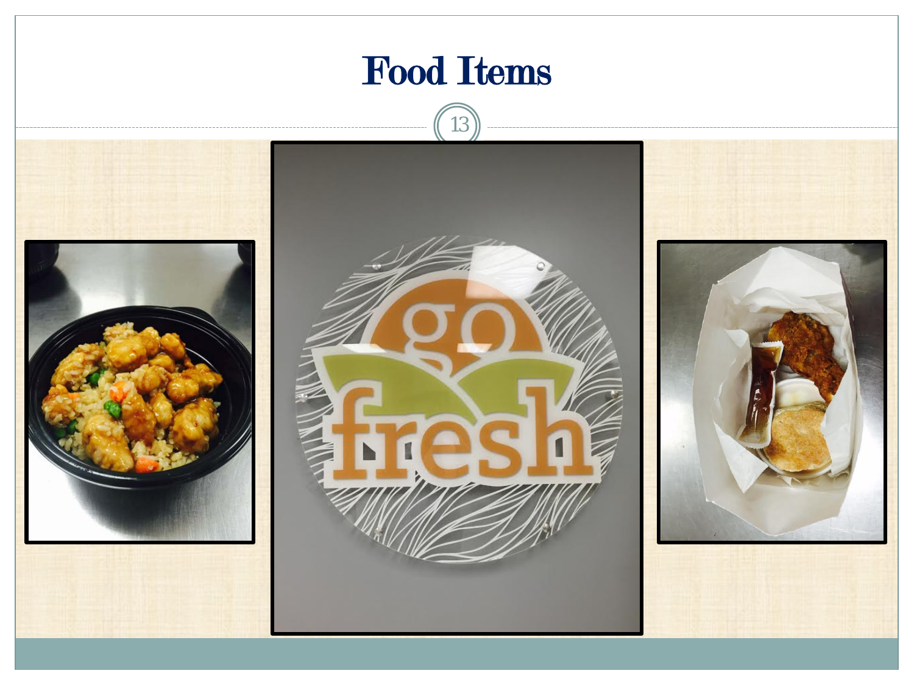# Food Items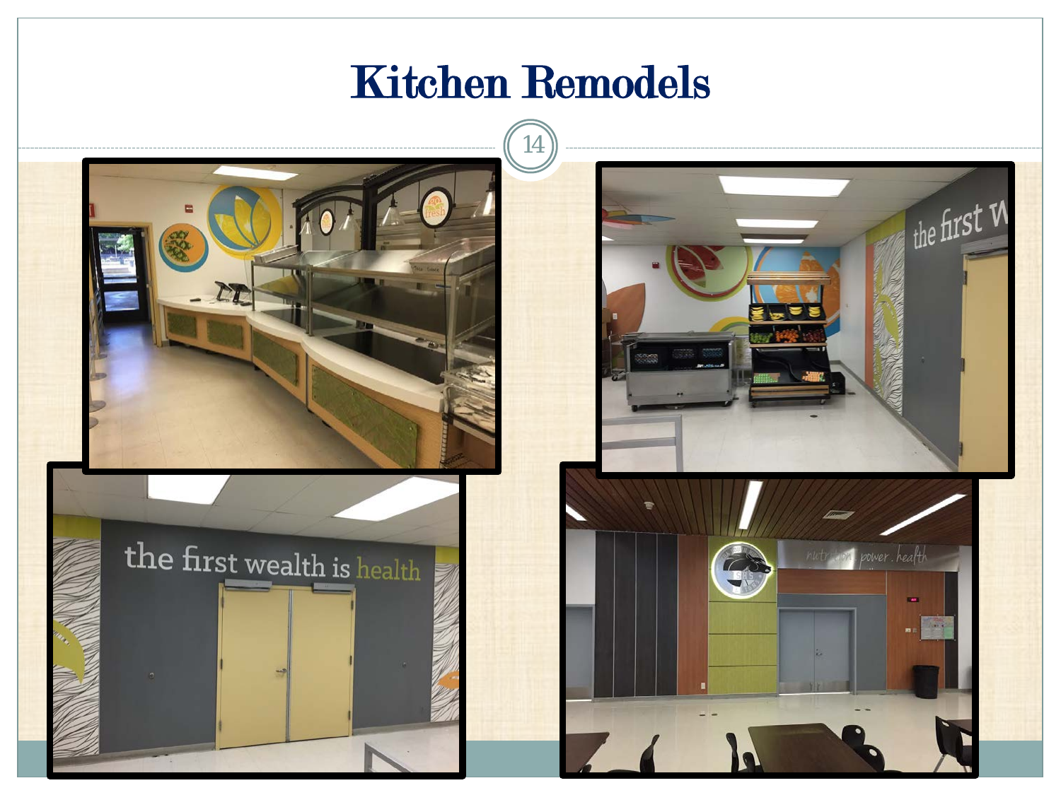# Kitchen Remodels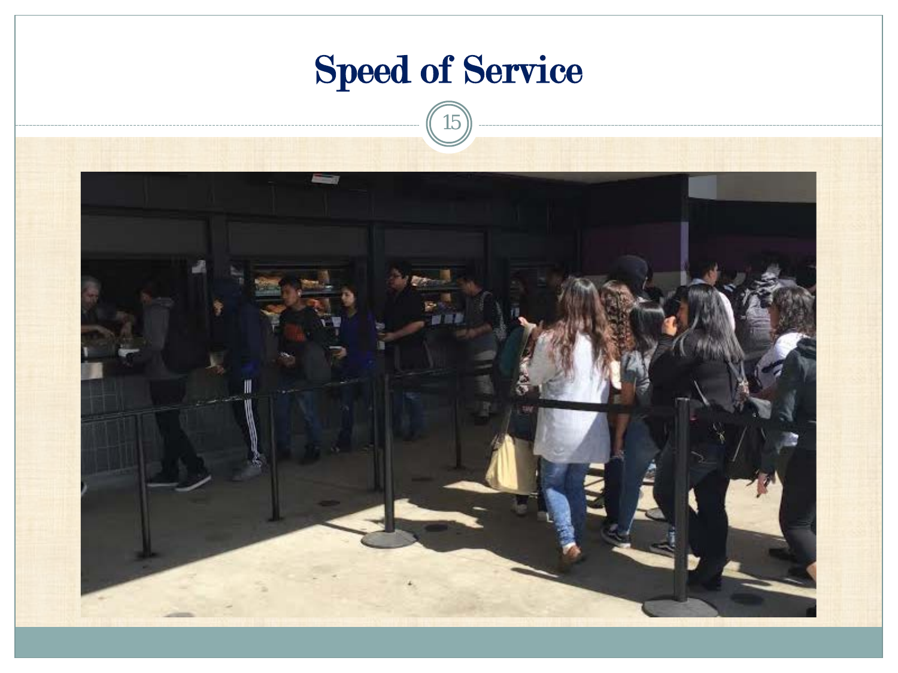# Speed of Service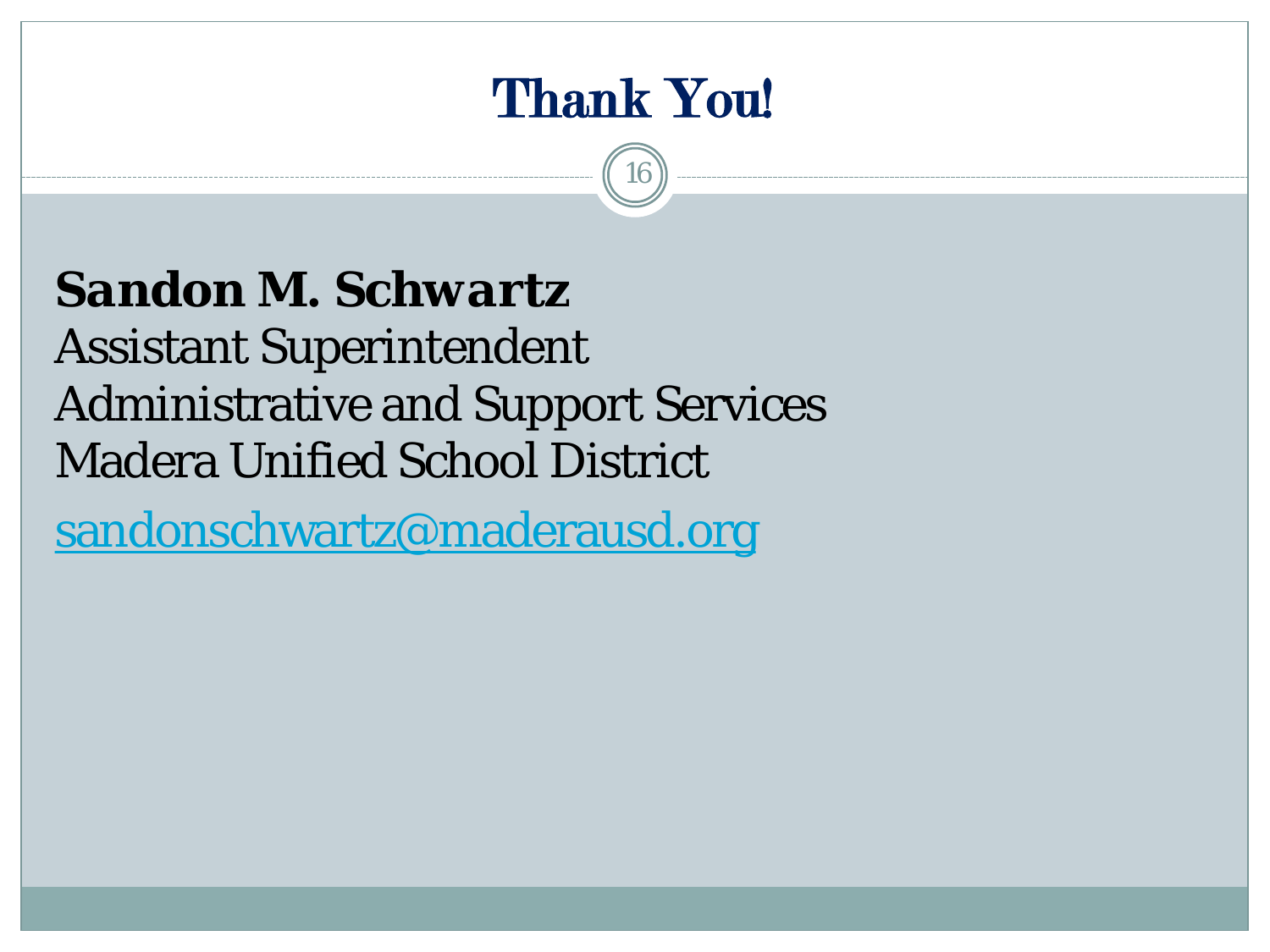# Thank You!

**Sandon M. Schwartz**
Assistant Superintendent
Administrative and Support Services
Madera Unified School District

sandonschwartz@maderausd.org